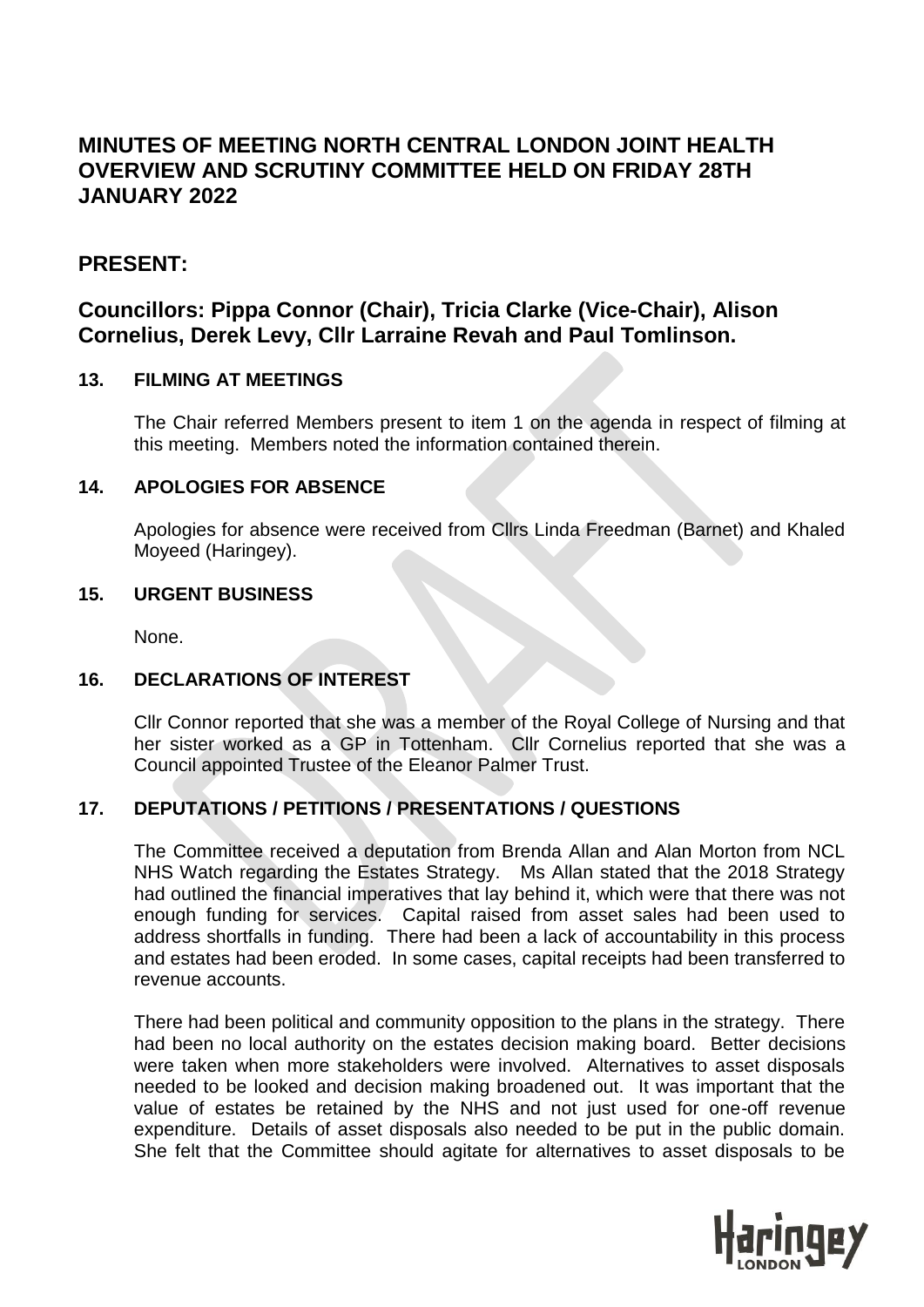# MINUTES OF MEETING NORTH CENTRAL LONDON JOINT HEALTH OVERVIEW AND SCRUTINY COMMITTEE HELD ON FRIDAY 28TH JANUARY 2022

## PRESENT:

## Councillors: Pippa Connor (Chair), Tricia Clarke (Vice-Chair), Alison Cornelius, Derek Levy, Cllr Larraine Revah and Paul Tomlinson.

### 13. FILMING AT MEETINGS

The Chair referred Members present to item 1 on the agenda in respect of filming at this meeting. Members noted the information contained therein.

### 14. APOLOGIES FOR ABSENCE

Apologies for absence were received from Cllrs Linda Freedman (Barnet) and Khaled Moyeed (Haringey).

### 15. URGENT BUSINESS

None.

### 16. DECLARATIONS OF INTEREST

Cllr Connor reported that she was a member of the Royal College of Nursing and that her sister worked as a GP in Tottenham. Cllr Cornelius reported that she was a Council appointed Trustee of the Eleanor Palmer Trust.

### 17. DEPUTATIONS / PETITIONS / PRESENTATIONS / QUESTIONS

The Committee received a deputation from Brenda Allan and Alan Morton from NCL NHS Watch regarding the Estates Strategy. Ms Allan stated that the 2018 Strategy had outlined the financial imperatives that lay behind it, which were that there was not enough funding for services. Capital raised from asset sales had been used to address shortfalls in funding. There had been a lack of accountability in this process and estates had been eroded. In some cases, capital receipts had been transferred to revenue accounts.

There had been political and community opposition to the plans in the strategy. There had been no local authority on the estates decision making board. Better decisions were taken when more stakeholders were involved. Alternatives to asset disposals needed to be looked and decision making broadened out. It was important that the value of estates be retained by the NHS and not just used for one-off revenue expenditure. Details of asset disposals also needed to be put in the public domain. She felt that the Committee should agitate for alternatives to asset disposals to be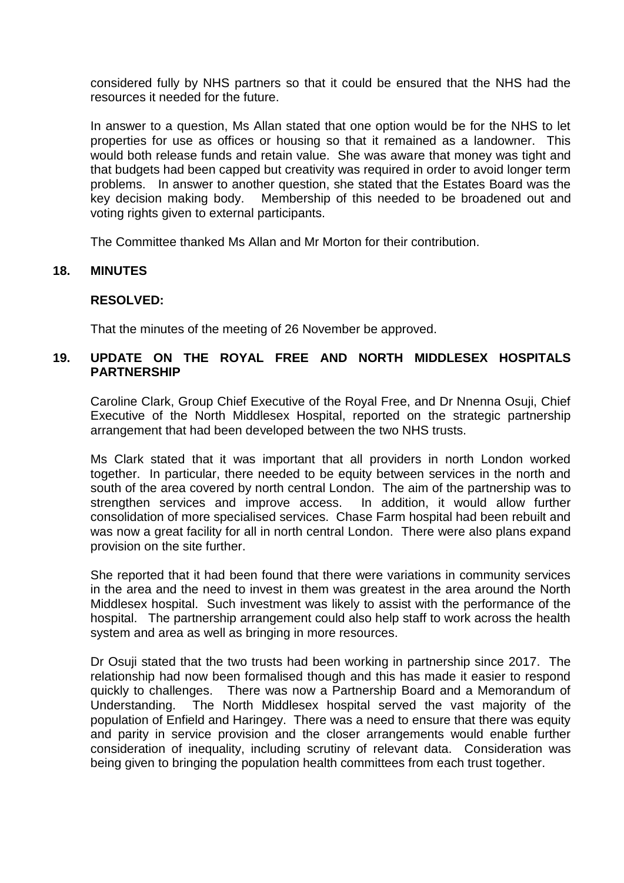considered fully by NHS partners so that it could be ensured that the NHS had the resources it needed for the future.

In answer to a question, Ms Allan stated that one option would be for the NHS to let properties for use as offices or housing so that it remained as a landowner. This would both release funds and retain value. She was aware that money was tight and that budgets had been capped but creativity was required in order to avoid longer term problems. In answer to another question, she stated that the Estates Board was the key decision making body. Membership of this needed to be broadened out and voting rights given to external participants.

The Committee thanked Ms Allan and Mr Morton for their contribution.

## 18. MINUTES

**RESOLVED:**

That the minutes of the meeting of 26 November be approved.

## 19. UPDATE ON THE ROYAL FREE AND NORTH MIDDLESEX HOSPITALS PARTNERSHIP

Caroline Clark, Group Chief Executive of the Royal Free, and Dr Nnenna Osuji, Chief Executive of the North Middlesex Hospital, reported on the strategic partnership arrangement that had been developed between the two NHS trusts.

Ms Clark stated that it was important that all providers in north London worked together. In particular, there needed to be equity between services in the north and south of the area covered by north central London. The aim of the partnership was to strengthen services and improve access. In addition, it would allow further consolidation of more specialised services. Chase Farm hospital had been rebuilt and was now a great facility for all in north central London. There were also plans expand provision on the site further.

She reported that it had been found that there were variations in community services in the area and the need to invest in them was greatest in the area around the North Middlesex hospital. Such investment was likely to assist with the performance of the hospital. The partnership arrangement could also help staff to work across the health system and area as well as bringing in more resources.

Dr Osuji stated that the two trusts had been working in partnership since 2017. The relationship had now been formalised though and this has made it easier to respond quickly to challenges. There was now a Partnership Board and a Memorandum of Understanding. The North Middlesex hospital served the vast majority of the population of Enfield and Haringey. There was a need to ensure that there was equity and parity in service provision and the closer arrangements would enable further consideration of inequality, including scrutiny of relevant data. Consideration was being given to bringing the population health committees from each trust together.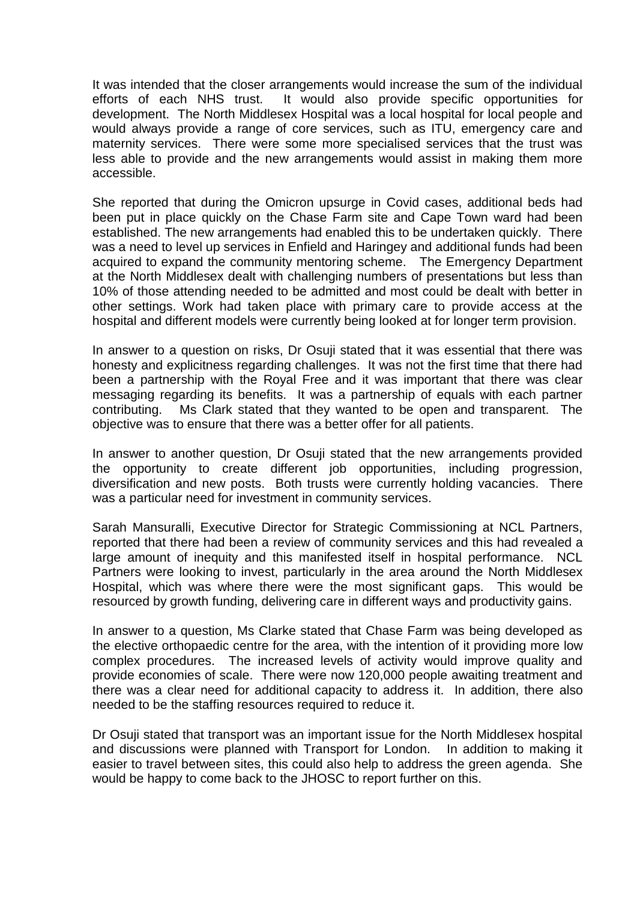It was intended that the closer arrangements would increase the sum of the individual efforts of each NHS trust. It would also provide specific opportunities for development. The North Middlesex Hospital was a local hospital for local people and would always provide a range of core services, such as ITU, emergency care and maternity services. There were some more specialised services that the trust was less able to provide and the new arrangements would assist in making them more accessible.

She reported that during the Omicron upsurge in Covid cases, additional beds had been put in place quickly on the Chase Farm site and Cape Town ward had been established. The new arrangements had enabled this to be undertaken quickly. There was a need to level up services in Enfield and Haringey and additional funds had been acquired to expand the community mentoring scheme. The Emergency Department at the North Middlesex dealt with challenging numbers of presentations but less than 10% of those attending needed to be admitted and most could be dealt with better in other settings. Work had taken place with primary care to provide access at the hospital and different models were currently being looked at for longer term provision.

In answer to a question on risks, Dr Osuji stated that it was essential that there was honesty and explicitness regarding challenges. It was not the first time that there had been a partnership with the Royal Free and it was important that there was clear messaging regarding its benefits. It was a partnership of equals with each partner contributing. Ms Clark stated that they wanted to be open and transparent. The objective was to ensure that there was a better offer for all patients.

In answer to another question, Dr Osuji stated that the new arrangements provided the opportunity to create different job opportunities, including progression, diversification and new posts. Both trusts were currently holding vacancies. There was a particular need for investment in community services.

Sarah Mansuralli, Executive Director for Strategic Commissioning at NCL Partners, reported that there had been a review of community services and this had revealed a large amount of inequity and this manifested itself in hospital performance. NCL Partners were looking to invest, particularly in the area around the North Middlesex Hospital, which was where there were the most significant gaps. This would be resourced by growth funding, delivering care in different ways and productivity gains.

In answer to a question, Ms Clarke stated that Chase Farm was being developed as the elective orthopaedic centre for the area, with the intention of it providing more low complex procedures. The increased levels of activity would improve quality and provide economies of scale. There were now 120,000 people awaiting treatment and there was a clear need for additional capacity to address it. In addition, there also needed to be the staffing resources required to reduce it.

Dr Osuji stated that transport was an important issue for the North Middlesex hospital and discussions were planned with Transport for London. In addition to making it easier to travel between sites, this could also help to address the green agenda. She would be happy to come back to the JHOSC to report further on this.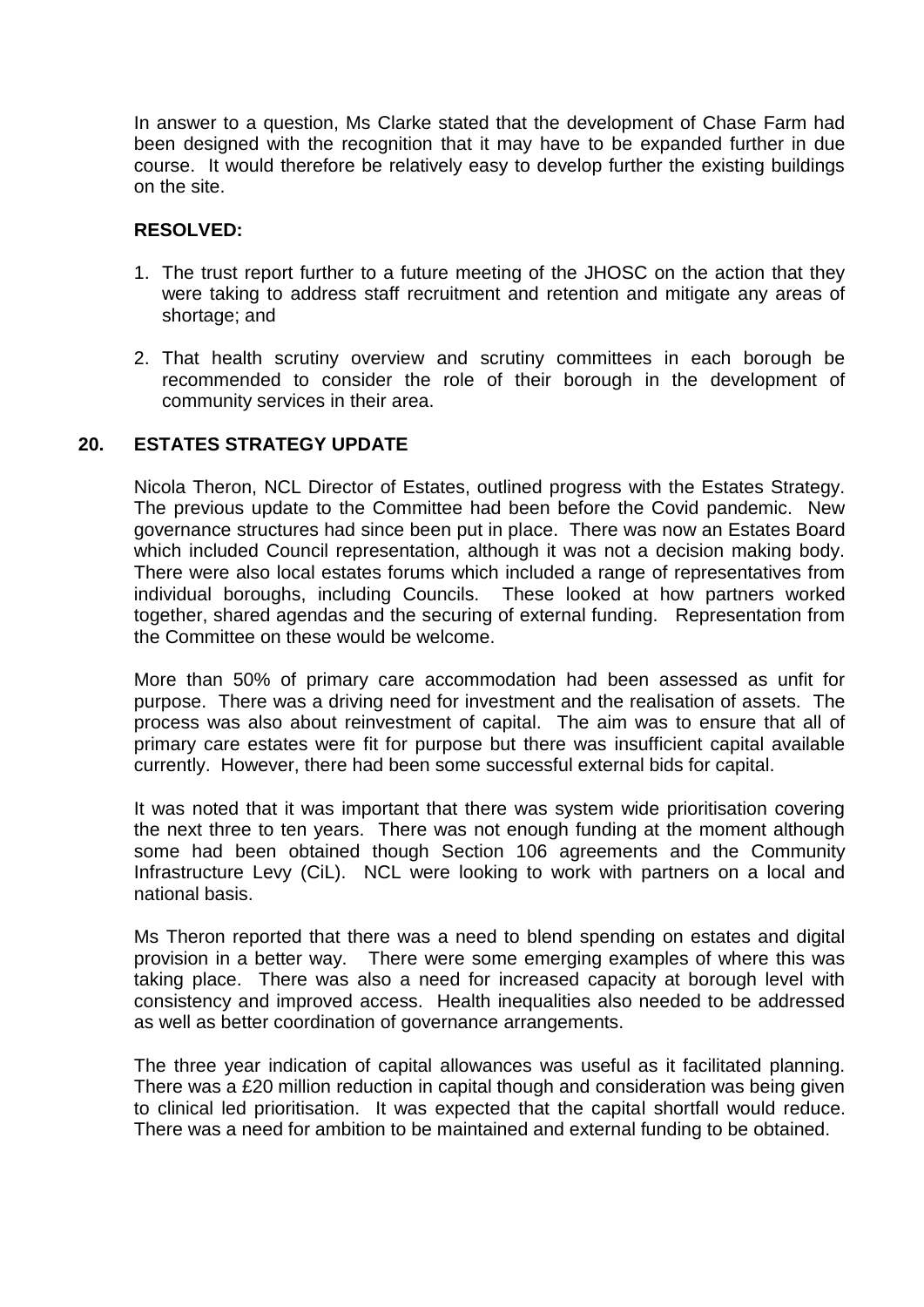In answer to a question, Ms Clarke stated that the development of Chase Farm had been designed with the recognition that it may have to be expanded further in due course. It would therefore be relatively easy to develop further the existing buildings on the site.

**RESOLVED:**

1. The trust report further to a future meeting of the JHOSC on the action that they were taking to address staff recruitment and retention and mitigate any areas of shortage; and

2. That health scrutiny overview and scrutiny committees in each borough be recommended to consider the role of their borough in the development of community services in their area.

## 20. ESTATES STRATEGY UPDATE

Nicola Theron, NCL Director of Estates, outlined progress with the Estates Strategy. The previous update to the Committee had been before the Covid pandemic. New governance structures had since been put in place. There was now an Estates Board which included Council representation, although it was not a decision making body. There were also local estates forums which included a range of representatives from individual boroughs, including Councils. These looked at how partners worked together, shared agendas and the securing of external funding. Representation from the Committee on these would be welcome.

More than 50% of primary care accommodation had been assessed as unfit for purpose. There was a driving need for investment and the realisation of assets. The process was also about reinvestment of capital. The aim was to ensure that all of primary care estates were fit for purpose but there was insufficient capital available currently. However, there had been some successful external bids for capital.

It was noted that it was important that there was system wide prioritisation covering the next three to ten years. There was not enough funding at the moment although some had been obtained though Section 106 agreements and the Community Infrastructure Levy (CiL). NCL were looking to work with partners on a local and national basis.

Ms Theron reported that there was a need to blend spending on estates and digital provision in a better way. There were some emerging examples of where this was taking place. There was also a need for increased capacity at borough level with consistency and improved access. Health inequalities also needed to be addressed as well as better coordination of governance arrangements.

The three year indication of capital allowances was useful as it facilitated planning. There was a £20 million reduction in capital though and consideration was being given to clinical led prioritisation. It was expected that the capital shortfall would reduce. There was a need for ambition to be maintained and external funding to be obtained.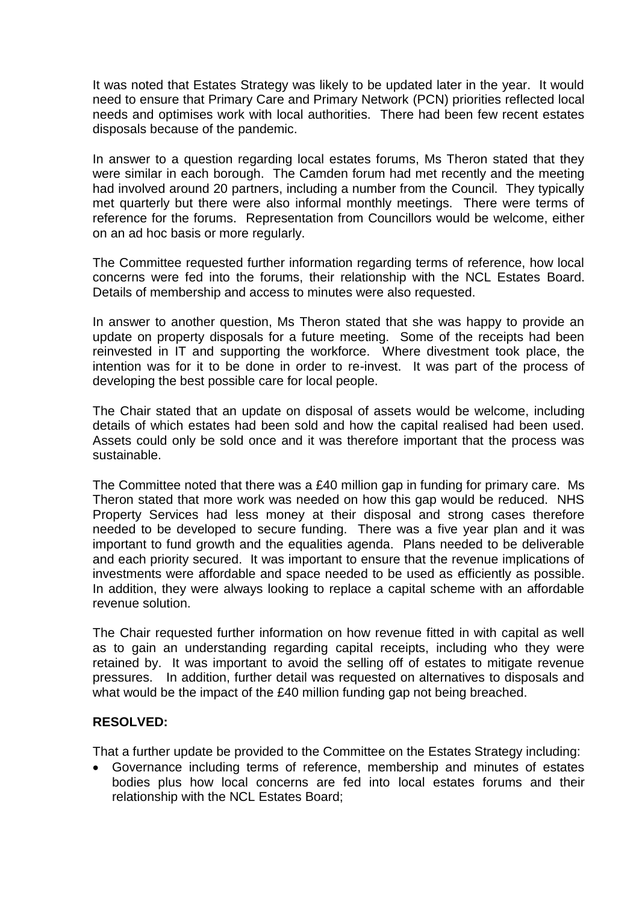It was noted that Estates Strategy was likely to be updated later in the year. It would need to ensure that Primary Care and Primary Network (PCN) priorities reflected local needs and optimises work with local authorities. There had been few recent estates disposals because of the pandemic.

In answer to a question regarding local estates forums, Ms Theron stated that they were similar in each borough. The Camden forum had met recently and the meeting had involved around 20 partners, including a number from the Council. They typically met quarterly but there were also informal monthly meetings. There were terms of reference for the forums. Representation from Councillors would be welcome, either on an ad hoc basis or more regularly.

The Committee requested further information regarding terms of reference, how local concerns were fed into the forums, their relationship with the NCL Estates Board. Details of membership and access to minutes were also requested.

In answer to another question, Ms Theron stated that she was happy to provide an update on property disposals for a future meeting. Some of the receipts had been reinvested in IT and supporting the workforce. Where divestment took place, the intention was for it to be done in order to re-invest. It was part of the process of developing the best possible care for local people.

The Chair stated that an update on disposal of assets would be welcome, including details of which estates had been sold and how the capital realised had been used. Assets could only be sold once and it was therefore important that the process was sustainable.

The Committee noted that there was a £40 million gap in funding for primary care. Ms Theron stated that more work was needed on how this gap would be reduced. NHS Property Services had less money at their disposal and strong cases therefore needed to be developed to secure funding. There was a five year plan and it was important to fund growth and the equalities agenda. Plans needed to be deliverable and each priority secured. It was important to ensure that the revenue implications of investments were affordable and space needed to be used as efficiently as possible. In addition, they were always looking to replace a capital scheme with an affordable revenue solution.

The Chair requested further information on how revenue fitted in with capital as well as to gain an understanding regarding capital receipts, including who they were retained by. It was important to avoid the selling off of estates to mitigate revenue pressures. In addition, further detail was requested on alternatives to disposals and what would be the impact of the £40 million funding gap not being breached.

**RESOLVED:**

That a further update be provided to the Committee on the Estates Strategy including:

- Governance including terms of reference, membership and minutes of estates bodies plus how local concerns are fed into local estates forums and their relationship with the NCL Estates Board;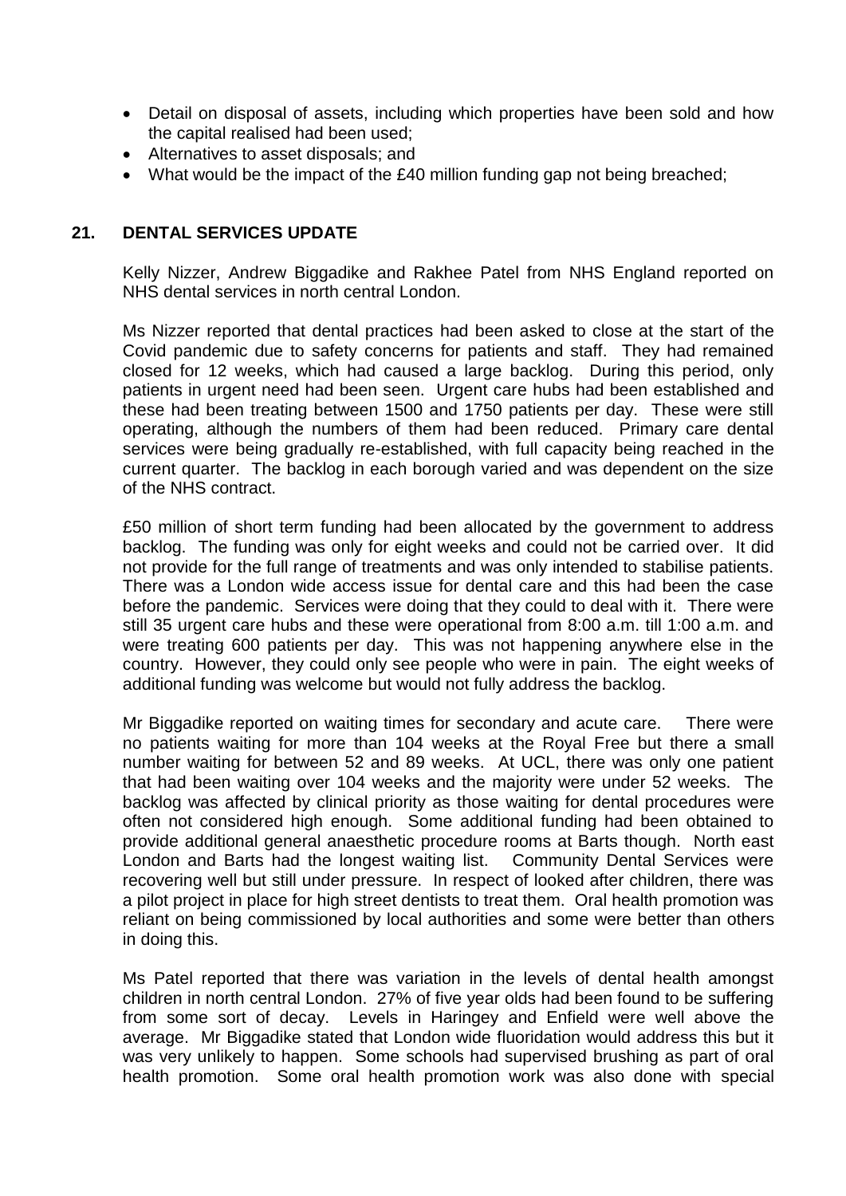- Detail on disposal of assets, including which properties have been sold and how the capital realised had been used;
- Alternatives to asset disposals; and
- What would be the impact of the £40 million funding gap not being breached;

## 21. DENTAL SERVICES UPDATE

Kelly Nizzer, Andrew Biggadike and Rakhee Patel from NHS England reported on NHS dental services in north central London.

Ms Nizzer reported that dental practices had been asked to close at the start of the Covid pandemic due to safety concerns for patients and staff. They had remained closed for 12 weeks, which had caused a large backlog. During this period, only patients in urgent need had been seen. Urgent care hubs had been established and these had been treating between 1500 and 1750 patients per day. These were still operating, although the numbers of them had been reduced. Primary care dental services were being gradually re-established, with full capacity being reached in the current quarter. The backlog in each borough varied and was dependent on the size of the NHS contract.

£50 million of short term funding had been allocated by the government to address backlog. The funding was only for eight weeks and could not be carried over. It did not provide for the full range of treatments and was only intended to stabilise patients. There was a London wide access issue for dental care and this had been the case before the pandemic. Services were doing that they could to deal with it. There were still 35 urgent care hubs and these were operational from 8:00 a.m. till 1:00 a.m. and were treating 600 patients per day. This was not happening anywhere else in the country. However, they could only see people who were in pain. The eight weeks of additional funding was welcome but would not fully address the backlog.

Mr Biggadike reported on waiting times for secondary and acute care. There were no patients waiting for more than 104 weeks at the Royal Free but there a small number waiting for between 52 and 89 weeks. At UCL, there was only one patient that had been waiting over 104 weeks and the majority were under 52 weeks. The backlog was affected by clinical priority as those waiting for dental procedures were often not considered high enough. Some additional funding had been obtained to provide additional general anaesthetic procedure rooms at Barts though. North east London and Barts had the longest waiting list. Community Dental Services were recovering well but still under pressure. In respect of looked after children, there was a pilot project in place for high street dentists to treat them. Oral health promotion was reliant on being commissioned by local authorities and some were better than others in doing this.

Ms Patel reported that there was variation in the levels of dental health amongst children in north central London. 27% of five year olds had been found to be suffering from some sort of decay. Levels in Haringey and Enfield were well above the average. Mr Biggadike stated that London wide fluoridation would address this but it was very unlikely to happen. Some schools had supervised brushing as part of oral health promotion. Some oral health promotion work was also done with special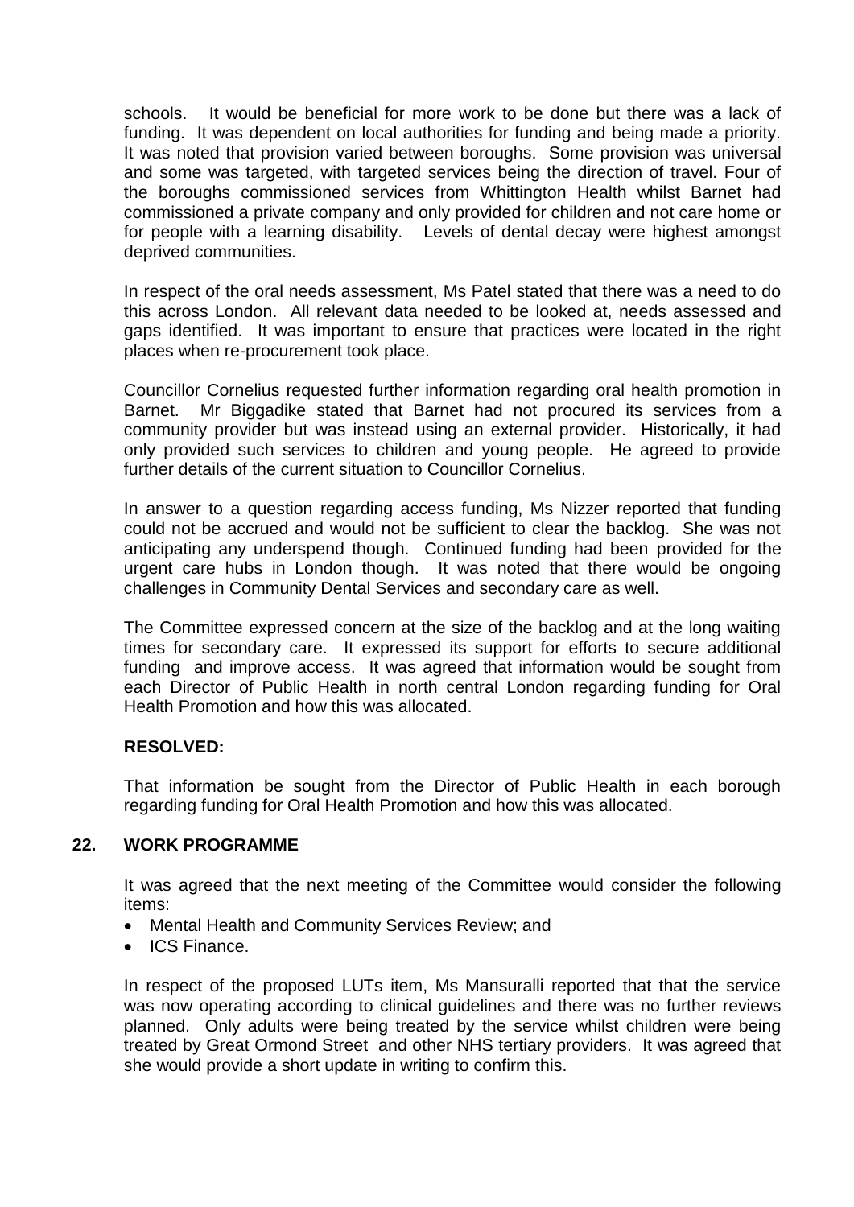schools. It would be beneficial for more work to be done but there was a lack of funding. It was dependent on local authorities for funding and being made a priority. It was noted that provision varied between boroughs. Some provision was universal and some was targeted, with targeted services being the direction of travel. Four of the boroughs commissioned services from Whittington Health whilst Barnet had commissioned a private company and only provided for children and not care home or for people with a learning disability. Levels of dental decay were highest amongst deprived communities.

In respect of the oral needs assessment, Ms Patel stated that there was a need to do this across London. All relevant data needed to be looked at, needs assessed and gaps identified. It was important to ensure that practices were located in the right places when re-procurement took place.

Councillor Cornelius requested further information regarding oral health promotion in Barnet. Mr Biggadike stated that Barnet had not procured its services from a community provider but was instead using an external provider. Historically, it had only provided such services to children and young people. He agreed to provide further details of the current situation to Councillor Cornelius.

In answer to a question regarding access funding, Ms Nizzer reported that funding could not be accrued and would not be sufficient to clear the backlog. She was not anticipating any underspend though. Continued funding had been provided for the urgent care hubs in London though. It was noted that there would be ongoing challenges in Community Dental Services and secondary care as well.

The Committee expressed concern at the size of the backlog and at the long waiting times for secondary care. It expressed its support for efforts to secure additional funding and improve access. It was agreed that information would be sought from each Director of Public Health in north central London regarding funding for Oral Health Promotion and how this was allocated.

**RESOLVED:**

That information be sought from the Director of Public Health in each borough regarding funding for Oral Health Promotion and how this was allocated.

## 22. WORK PROGRAMME

It was agreed that the next meeting of the Committee would consider the following items:

- Mental Health and Community Services Review; and
- ICS Finance.

In respect of the proposed LUTs item, Ms Mansuralli reported that that the service was now operating according to clinical guidelines and there was no further reviews planned. Only adults were being treated by the service whilst children were being treated by Great Ormond Street and other NHS tertiary providers. It was agreed that she would provide a short update in writing to confirm this.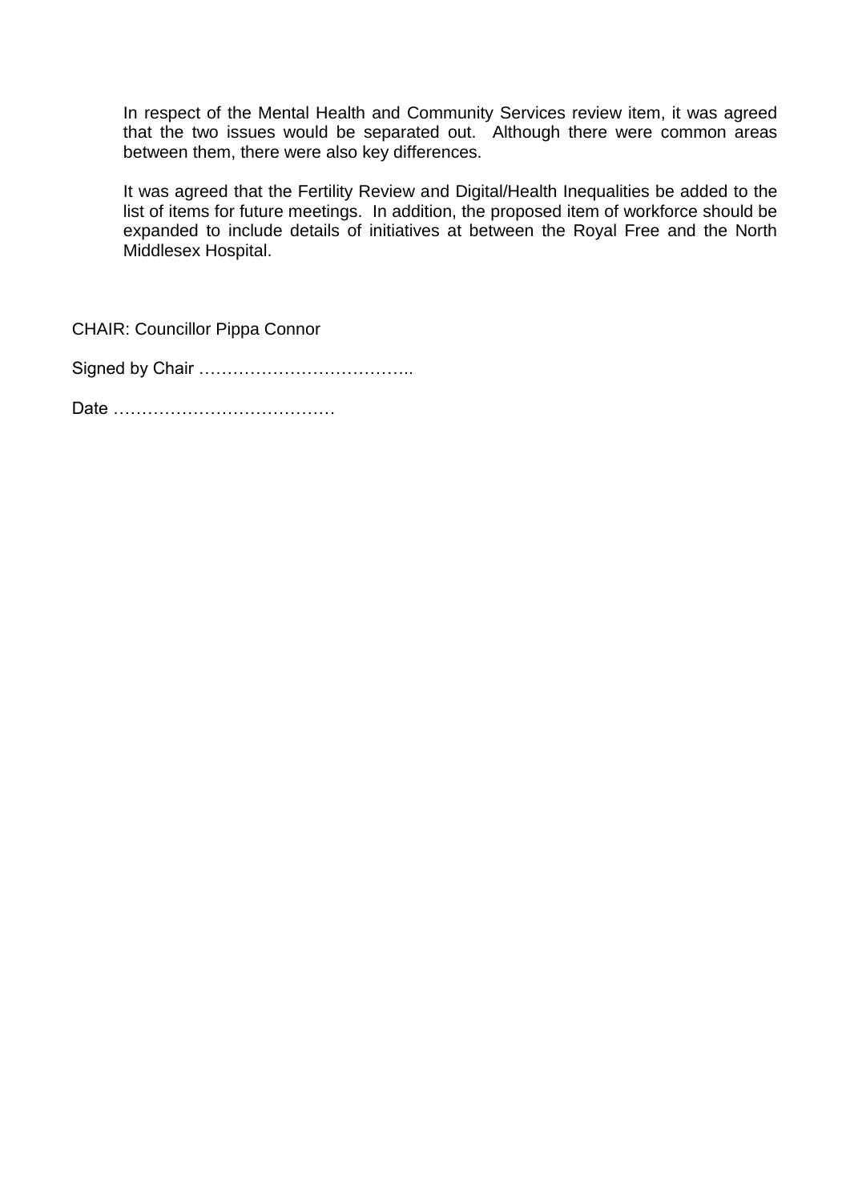In respect of the Mental Health and Community Services review item, it was agreed that the two issues would be separated out. Although there were common areas between them, there were also key differences.

It was agreed that the Fertility Review and Digital/Health Inequalities be added to the list of items for future meetings. In addition, the proposed item of workforce should be expanded to include details of initiatives at between the Royal Free and the North Middlesex Hospital.

CHAIR: Councillor Pippa Connor

Signed by Chair ………………………………..

Date …………………………………